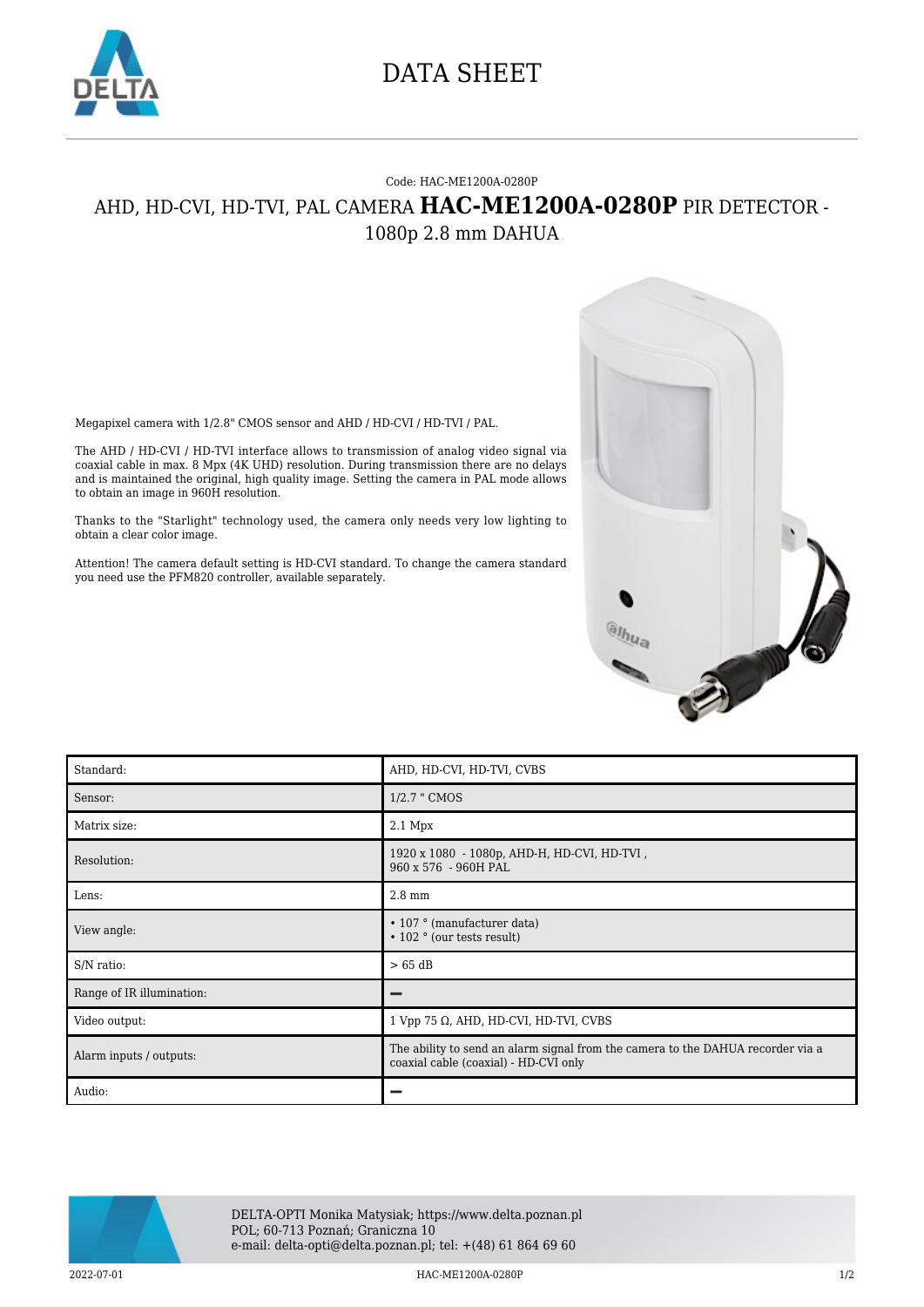# DATA SHEET

Code: HAC-ME1200A-0280P

## AHD, HD-CVI, HD-TVI, PAL CAMERA **HAC-ME1200A-0280P** PIR DETECTOR - 1080p 2.8 mm DAHUA

Megapixel camera with 1/2.8" CMOS sensor and AHD / HD-CVI / HD-TVI / PAL.

The AHD / HD-CVI / HD-TVI interface allows to transmission of analog video signal via coaxial cable in max. 8 Mpx (4K UHD) resolution. During transmission there are no delays and is maintained the original, high quality image. Setting the camera in PAL mode allows to obtain an image in 960H resolution.

Thanks to the "Starlight" technology used, the camera only needs very low lighting to obtain a clear color image.

Attention! The camera default setting is HD-CVI standard. To change the camera standard you need use the PFM820 controller, available separately.

| Standard: | AHD, HD-CVI, HD-TVI, CVBS |
|---|---|
| Sensor: | 1/2.7 " CMOS |
| Matrix size: | 2.1 Mpx |
| Resolution: | 1920 x 1080 - 1080p, AHD-H, HD-CVI, HD-TVI ,<br>960 x 576 - 960H PAL |
| Lens: | 2.8 mm |
| View angle: | • 107 ° (manufacturer data)<br>• 102 ° (our tests result) |
| S/N ratio: | > 65 dB |
| Range of IR illumination: | – |
| Video output: | 1 Vpp 75 Ω, AHD, HD-CVI, HD-TVI, CVBS |
| Alarm inputs / outputs: | The ability to send an alarm signal from the camera to the DAHUA recorder via a coaxial cable (coaxial) - HD-CVI only |
| Audio: | – |

DELTA-OPTI Monika Matysiak; https://www.delta.poznan.pl
POL; 60-713 Poznań; Graniczna 10
e-mail: delta-opti@delta.poznan.pl; tel: +(48) 61 864 69 60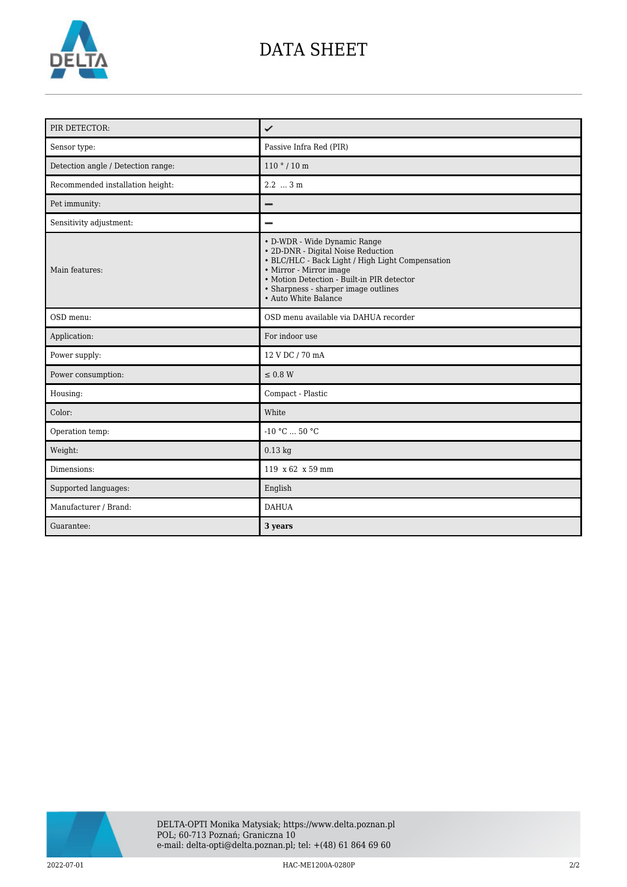# DATA SHEET

| | |
|---|---|
| PIR DETECTOR: | ✔ |
| Sensor type: | Passive Infra Red (PIR) |
| Detection angle / Detection range: | 110 ° / 10 m |
| Recommended installation height: | 2.2 ... 3 m |
| Pet immunity: | ━ |
| Sensitivity adjustment: | ━ |
| Main features: | • D-WDR - Wide Dynamic Range<br>• 2D-DNR - Digital Noise Reduction<br>• BLC/HLC - Back Light / High Light Compensation<br>• Mirror - Mirror image<br>• Motion Detection - Built-in PIR detector<br>• Sharpness - sharper image outlines<br>• Auto White Balance |
| OSD menu: | OSD menu available via DAHUA recorder |
| Application: | For indoor use |
| Power supply: | 12 V DC / 70 mA |
| Power consumption: | ≤ 0.8 W |
| Housing: | Compact - Plastic |
| Color: | White |
| Operation temp: | -10 °C ... 50 °C |
| Weight: | 0.13 kg |
| Dimensions: | 119 x 62 x 59 mm |
| Supported languages: | English |
| Manufacturer / Brand: | DAHUA |
| Guarantee: | **3 years** |

DELTA-OPTI Monika Matysiak; https://www.delta.poznan.pl
POL; 60-713 Poznań; Graniczna 10
e-mail: delta-opti@delta.poznan.pl; tel: +(48) 61 864 69 60

2022-07-01 HAC-ME1200A-0280P